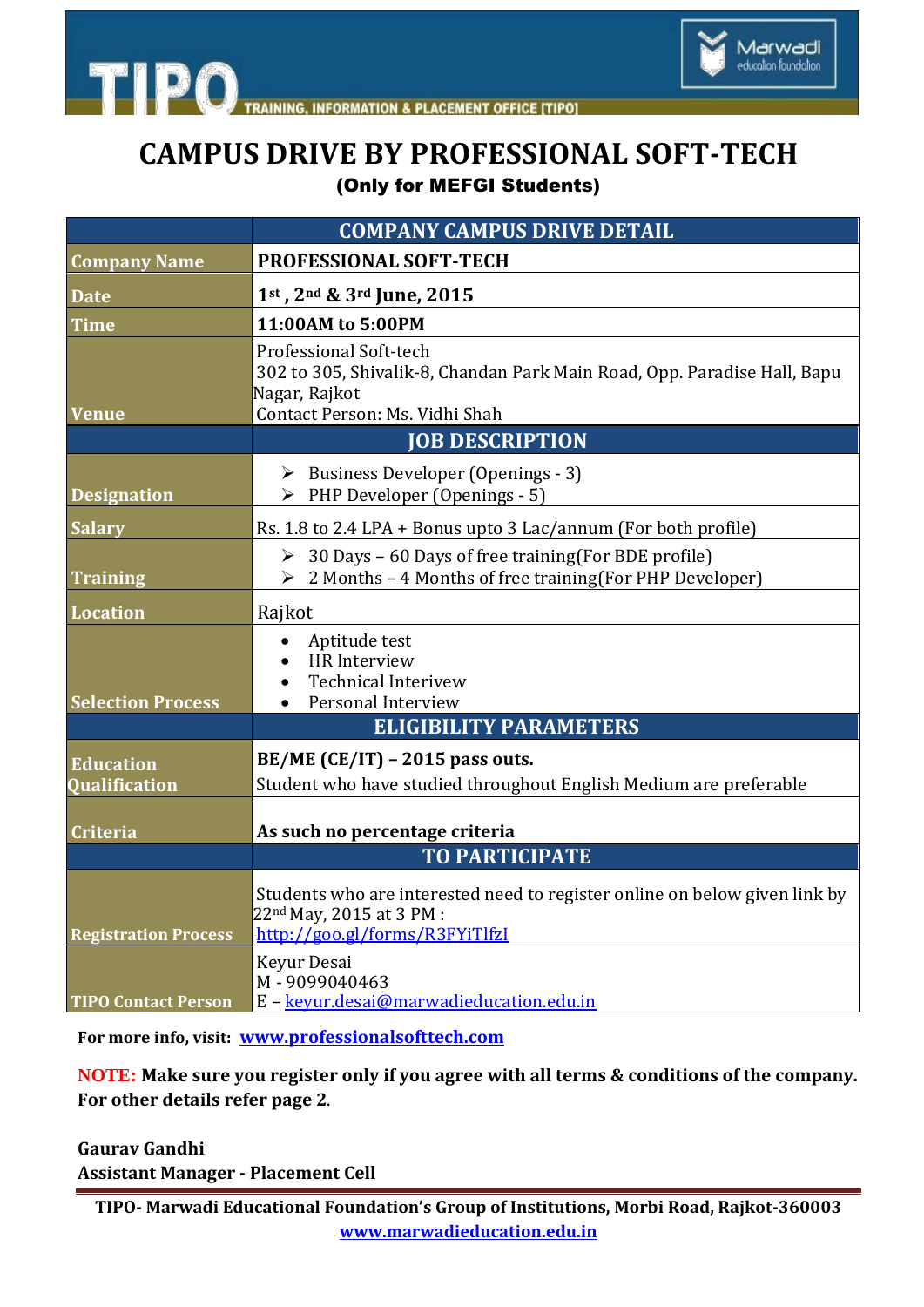TIPO — TRAINING, INFORMATION & PLACEMENT OFFICE [TIPO]

Marwadi education foundation

# CAMPUS DRIVE BY PROFESSIONAL SOFT-TECH

**(Only for MEFGI Students)**

| | COMPANY CAMPUS DRIVE DETAIL |
|---|---|
| **Company Name** | **PROFESSIONAL SOFT-TECH** |
| **Date** | **1st , 2nd & 3rd June, 2015** |
| **Time** | **11:00AM to 5:00PM** |
| **Venue** | Professional Soft-tech<br>302 to 305, Shivalik-8, Chandan Park Main Road, Opp. Paradise Hall, Bapu Nagar, Rajkot<br>Contact Person: Ms. Vidhi Shah |
| | **JOB DESCRIPTION** |
| **Designation** | ➢ Business Developer (Openings - 3)<br>➢ PHP Developer (Openings - 5) |
| **Salary** | Rs. 1.8 to 2.4 LPA + Bonus upto 3 Lac/annum (For both profile) |
| **Training** | ➢ 30 Days – 60 Days of free training(For BDE profile)<br>➢ 2 Months – 4 Months of free training(For PHP Developer) |
| **Location** | Rajkot |
| **Selection Process** | • Aptitude test<br>• HR Interview<br>• Technical Interivew<br>• Personal Interview |
| | **ELIGIBILITY PARAMETERS** |
| **Education Qualification** | **BE/ME (CE/IT) – 2015 pass outs.**<br>Student who have studied throughout English Medium are preferable |
| **Criteria** | **As such no percentage criteria** |
| | **TO PARTICIPATE** |
| **Registration Process** | Students who are interested need to register online on below given link by 22nd May, 2015 at 3 PM :<br>http://goo.gl/forms/R3FYiTlfzI |
| **TIPO Contact Person** | Keyur Desai<br>M - 9099040463<br>E – keyur.desai@marwadieducation.edu.in |

**For more info, visit: www.professionalsofttech.com**

**NOTE: Make sure you register only if you agree with all terms & conditions of the company. For other details refer page 2.**

**Gaurav Gandhi**
**Assistant Manager - Placement Cell**

**TIPO- Marwadi Educational Foundation's Group of Institutions, Morbi Road, Rajkot-360003**
**www.marwadieducation.edu.in**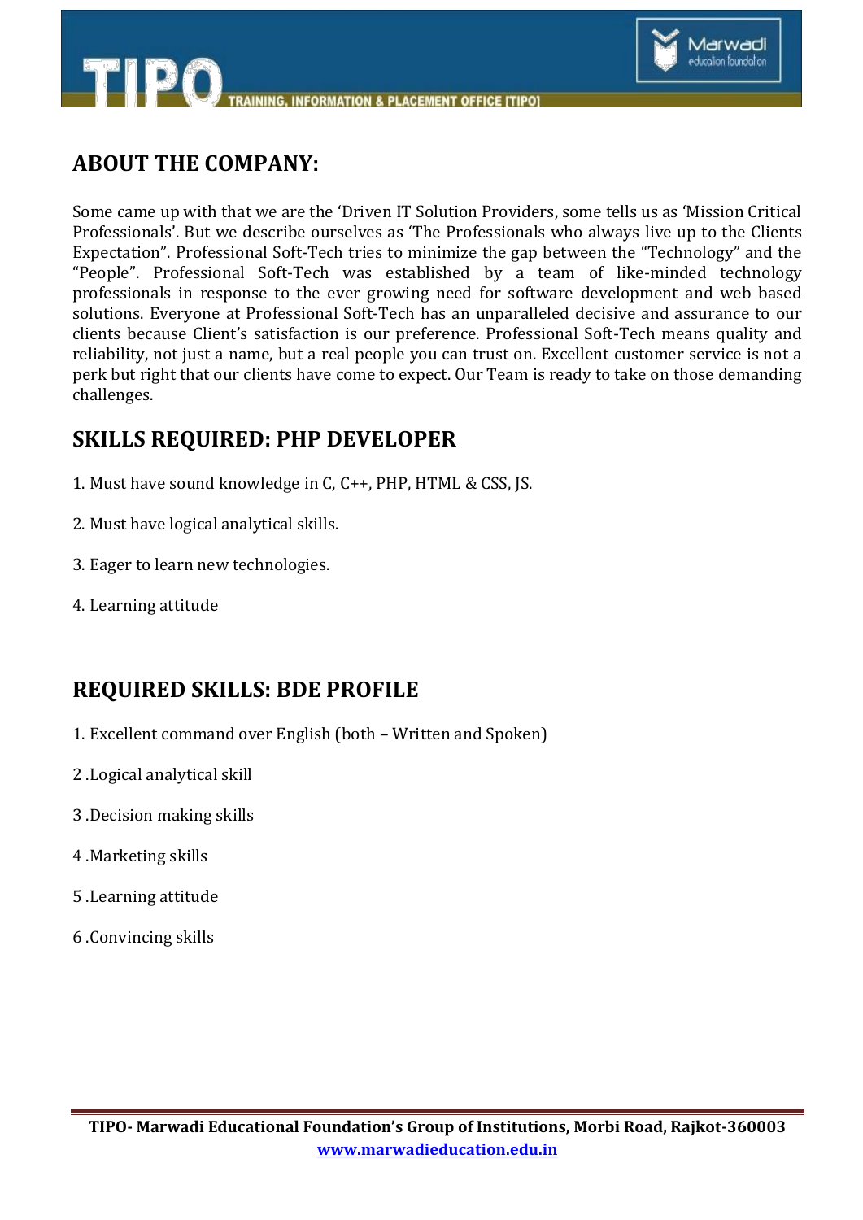## ABOUT THE COMPANY:

Some came up with that we are the 'Driven IT Solution Providers, some tells us as 'Mission Critical Professionals'. But we describe ourselves as 'The Professionals who always live up to the Clients Expectation". Professional Soft-Tech tries to minimize the gap between the "Technology" and the "People". Professional Soft-Tech was established by a team of like-minded technology professionals in response to the ever growing need for software development and web based solutions. Everyone at Professional Soft-Tech has an unparalleled decisive and assurance to our clients because Client's satisfaction is our preference. Professional Soft-Tech means quality and reliability, not just a name, but a real people you can trust on. Excellent customer service is not a perk but right that our clients have come to expect. Our Team is ready to take on those demanding challenges.

## SKILLS REQUIRED: PHP DEVELOPER

1. Must have sound knowledge in C, C++, PHP, HTML & CSS, JS.
2. Must have logical analytical skills.
3. Eager to learn new technologies.
4. Learning attitude

## REQUIRED SKILLS: BDE PROFILE

1. Excellent command over English (both – Written and Spoken)
2. Logical analytical skill
3. Decision making skills
4. Marketing skills
5. Learning attitude
6. Convincing skills